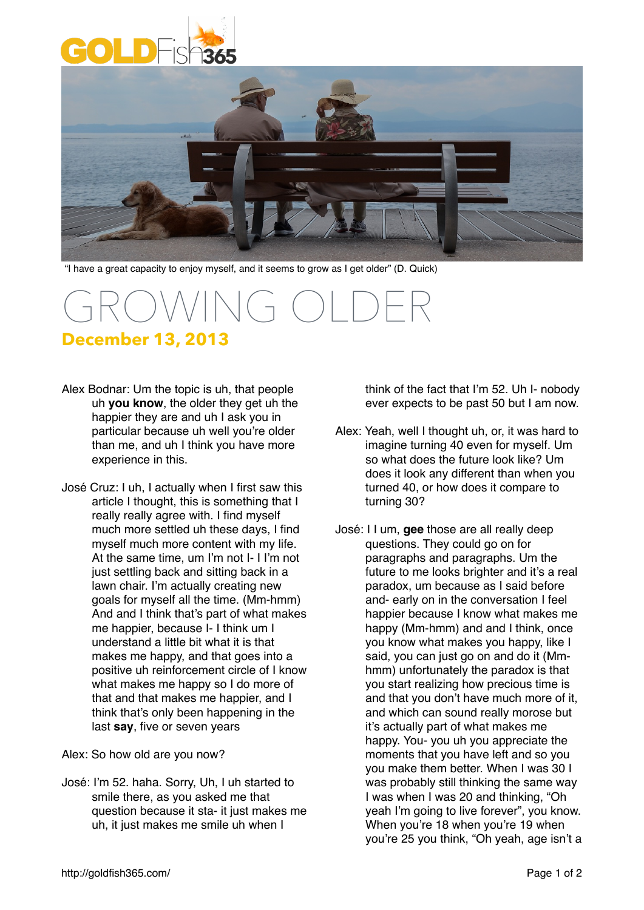"I have a great capacity to enjoy myself, and it seems to grow as I get older" (D. Quick)

# GROWING OLDER

## December 13, 2013

Alex Bodnar: Um the topic is uh, that people uh **you know**, the older they get uh the happier they are and uh I ask you in particular because uh well you're older than me, and uh I think you have more experience in this.

José Cruz: I uh, I actually when I first saw this article I thought, this is something that I really really agree with. I find myself much more settled uh these days, I find myself much more content with my life. At the same time, um I'm not I- I I'm not just settling back and sitting back in a lawn chair. I'm actually creating new goals for myself all the time. (Mm-hmm) And and I think that's part of what makes me happier, because I- I think um I understand a little bit what it is that makes me happy, and that goes into a positive uh reinforcement circle of I know what makes me happy so I do more of that and that makes me happier, and I think that's only been happening in the last **say**, five or seven years

Alex: So how old are you now?

José: I'm 52. haha. Sorry, Uh, I uh started to smile there, as you asked me that question because it sta- it just makes me uh, it just makes me smile uh when I think of the fact that I'm 52. Uh I- nobody ever expects to be past 50 but I am now.

Alex: Yeah, well I thought uh, or, it was hard to imagine turning 40 even for myself. Um so what does the future look like? Um does it look any different than when you turned 40, or how does it compare to turning 30?

José: I I um, **gee** those are all really deep questions. They could go on for paragraphs and paragraphs. Um the future to me looks brighter and it's a real paradox, um because as I said before and- early on in the conversation I feel happier because I know what makes me happy (Mm-hmm) and and I think, once you know what makes you happy, like I said, you can just go on and do it (Mm-hmm) unfortunately the paradox is that you start realizing how precious time is and that you don't have much more of it, and which can sound really morose but it's actually part of what makes me happy. You- you uh you appreciate the moments that you have left and so you you make them better. When I was 30 I was probably still thinking the same way I was when I was 20 and thinking, "Oh yeah I'm going to live forever", you know. When you're 18 when you're 19 when you're 25 you think, "Oh yeah, age isn't a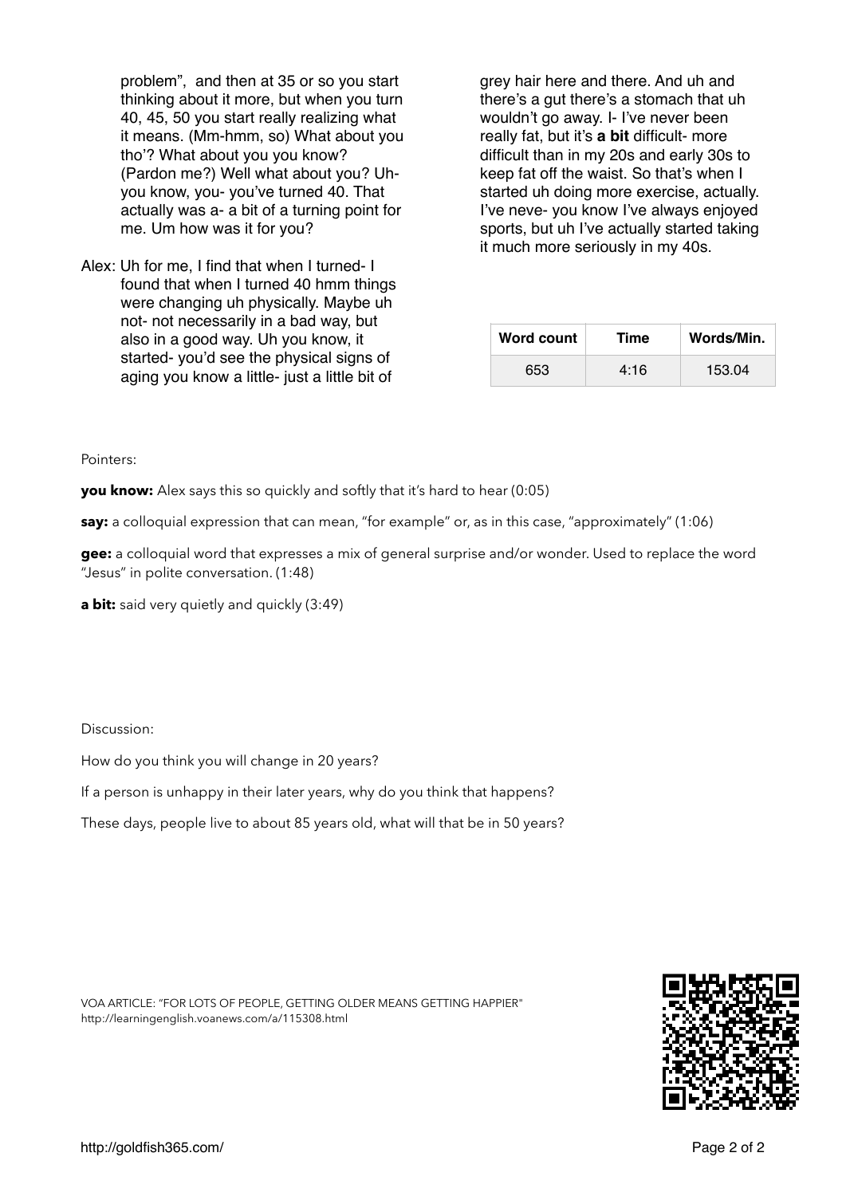problem", and then at 35 or so you start thinking about it more, but when you turn 40, 45, 50 you start really realizing what it means. (Mm-hmm, so) What about you tho'? What about you you know? (Pardon me?) Well what about you? Uh- you know, you- you've turned 40. That actually was a- a bit of a turning point for me. Um how was it for you?

Alex: Uh for me, I find that when I turned- I found that when I turned 40 hmm things were changing uh physically. Maybe uh not- not necessarily in a bad way, but also in a good way. Uh you know, it started- you'd see the physical signs of aging you know a little- just a little bit of grey hair here and there. And uh and there's a gut there's a stomach that uh wouldn't go away. I- I've never been really fat, but it's **a bit** difficult- more difficult than in my 20s and early 30s to keep fat off the waist. So that's when I started uh doing more exercise, actually. I've neve- you know I've always enjoyed sports, but uh I've actually started taking it much more seriously in my 40s.

| Word count | Time | Words/Min. |
|---|---|---|
| 653 | 4:16 | 153.04 |

Pointers:

**you know:** Alex says this so quickly and softly that it's hard to hear (0:05)

**say:** a colloquial expression that can mean, "for example" or, as in this case, "approximately" (1:06)

**gee:** a colloquial word that expresses a mix of general surprise and/or wonder. Used to replace the word "Jesus" in polite conversation. (1:48)

**a bit:** said very quietly and quickly (3:49)

Discussion:

How do you think you will change in 20 years?

If a person is unhappy in their later years, why do you think that happens?

These days, people live to about 85 years old, what will that be in 50 years?

VOA ARTICLE: "FOR LOTS OF PEOPLE, GETTING OLDER MEANS GETTING HAPPIER"
http://learningenglish.voanews.com/a/115308.html